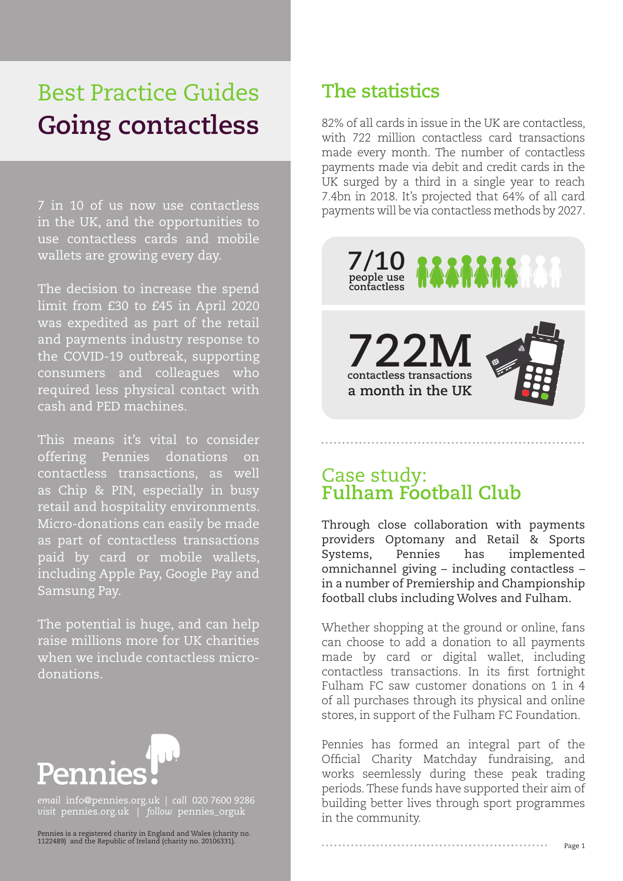# Best Practice Guides
# Going contactless

7 in 10 of us now use contactless in the UK, and the opportunities to use contactless cards and mobile wallets are growing every day.

The decision to increase the spend limit from £30 to £45 in April 2020 was expedited as part of the retail and payments industry response to the COVID-19 outbreak, supporting consumers and colleagues who required less physical contact with cash and PED machines.

This means it's vital to consider offering Pennies donations on contactless transactions, as well as Chip & PIN, especially in busy retail and hospitality environments. Micro-donations can easily be made as part of contactless transactions paid by card or mobile wallets, including Apple Pay, Google Pay and Samsung Pay.

The potential is huge, and can help raise millions more for UK charities when we include contactless micro-donations.

Pennies

*email* info@pennies.org.uk | *call* 020 7600 9286
*visit* pennies.org.uk | *follow* pennies_orguk

Pennies is a registered charity in England and Wales (charity no. 1122489) and the Republic of Ireland (charity no. 20106331).

## The statistics

82% of all cards in issue in the UK are contactless, with 722 million contactless card transactions made every month. The number of contactless payments made via debit and credit cards in the UK surged by a third in a single year to reach 7.4bn in 2018. It's projected that 64% of all card payments will be via contactless methods by 2027.

**7/10** people use contactless

**722M** contactless transactions **a month in the UK**

## Case study: Fulham Football Club

Through close collaboration with payments providers Optomany and Retail & Sports Systems, Pennies has implemented omnichannel giving – including contactless – in a number of Premiership and Championship football clubs including Wolves and Fulham.

Whether shopping at the ground or online, fans can choose to add a donation to all payments made by card or digital wallet, including contactless transactions. In its first fortnight Fulham FC saw customer donations on 1 in 4 of all purchases through its physical and online stores, in support of the Fulham FC Foundation.

Pennies has formed an integral part of the Official Charity Matchday fundraising, and works seemlessly during these peak trading periods. These funds have supported their aim of building better lives through sport programmes in the community.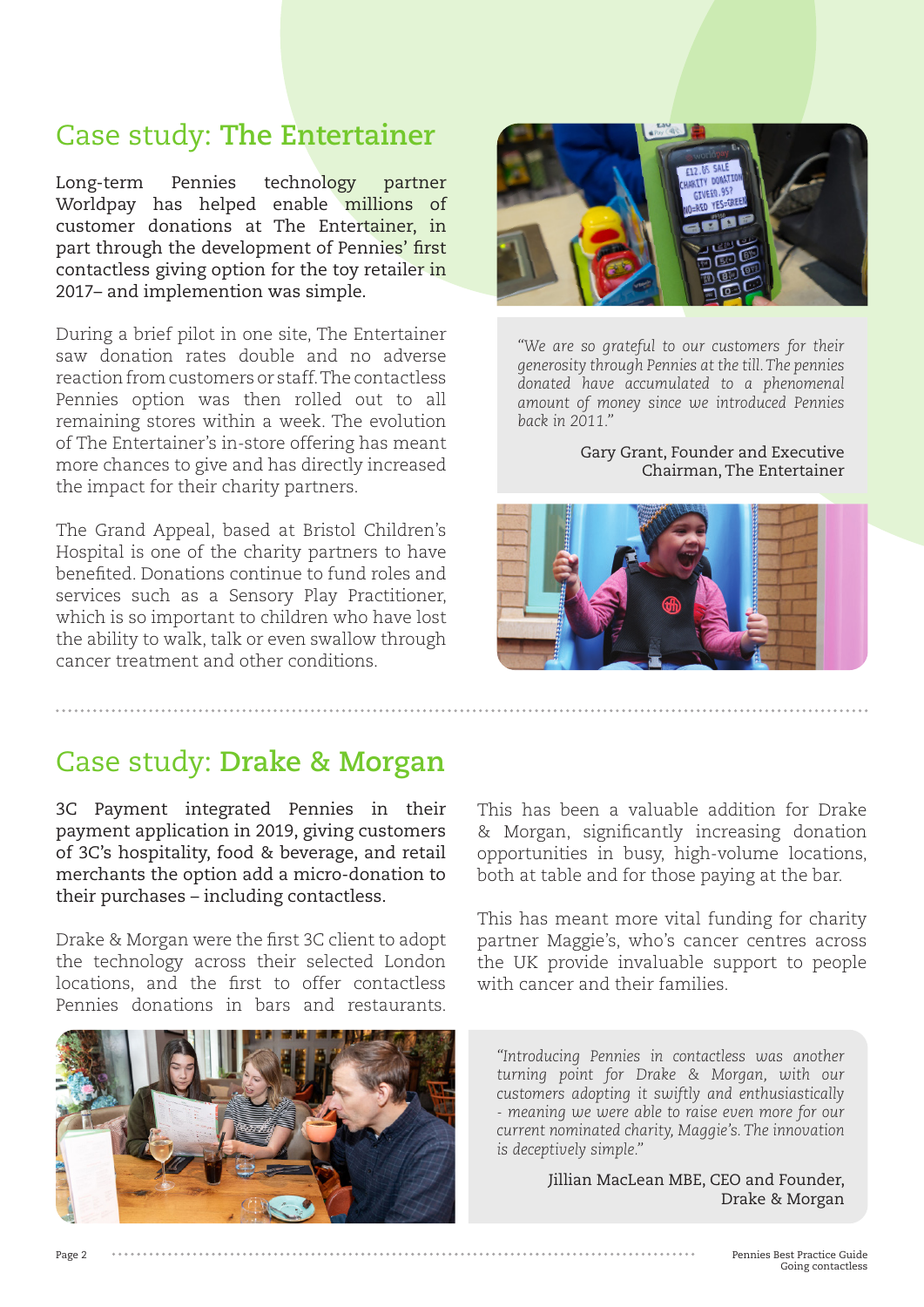## Case study: **The Entertainer**

**Long-term Pennies technology partner Worldpay has helped enable millions of customer donations at The Entertainer, in part through the development of Pennies' first contactless giving option for the toy retailer in 2017– and implemention was simple.**

During a brief pilot in one site, The Entertainer saw donation rates double and no adverse reaction from customers or staff. The contactless Pennies option was then rolled out to all remaining stores within a week. The evolution of The Entertainer's in-store offering has meant more chances to give and has directly increased the impact for their charity partners.

The Grand Appeal, based at Bristol Children's Hospital is one of the charity partners to have benefited. Donations continue to fund roles and services such as a Sensory Play Practitioner, which is so important to children who have lost the ability to walk, talk or even swallow through cancer treatment and other conditions.

> *"We are so grateful to our customers for their generosity through Pennies at the till. The pennies donated have accumulated to a phenomenal amount of money since we introduced Pennies back in 2011."*
>
> Gary Grant, Founder and Executive Chairman, The Entertainer

## Case study: **Drake & Morgan**

**3C Payment integrated Pennies in their payment application in 2019, giving customers of 3C's hospitality, food & beverage, and retail merchants the option add a micro-donation to their purchases – including contactless.**

Drake & Morgan were the first 3C client to adopt the technology across their selected London locations, and the first to offer contactless Pennies donations in bars and restaurants.

This has been a valuable addition for Drake & Morgan, significantly increasing donation opportunities in busy, high-volume locations, both at table and for those paying at the bar.

This has meant more vital funding for charity partner Maggie's, who's cancer centres across the UK provide invaluable support to people with cancer and their families.

> *"Introducing Pennies in contactless was another turning point for Drake & Morgan, with our customers adopting it swiftly and enthusiastically - meaning we were able to raise even more for our current nominated charity, Maggie's. The innovation is deceptively simple."*
>
> Jillian MacLean MBE, CEO and Founder, Drake & Morgan